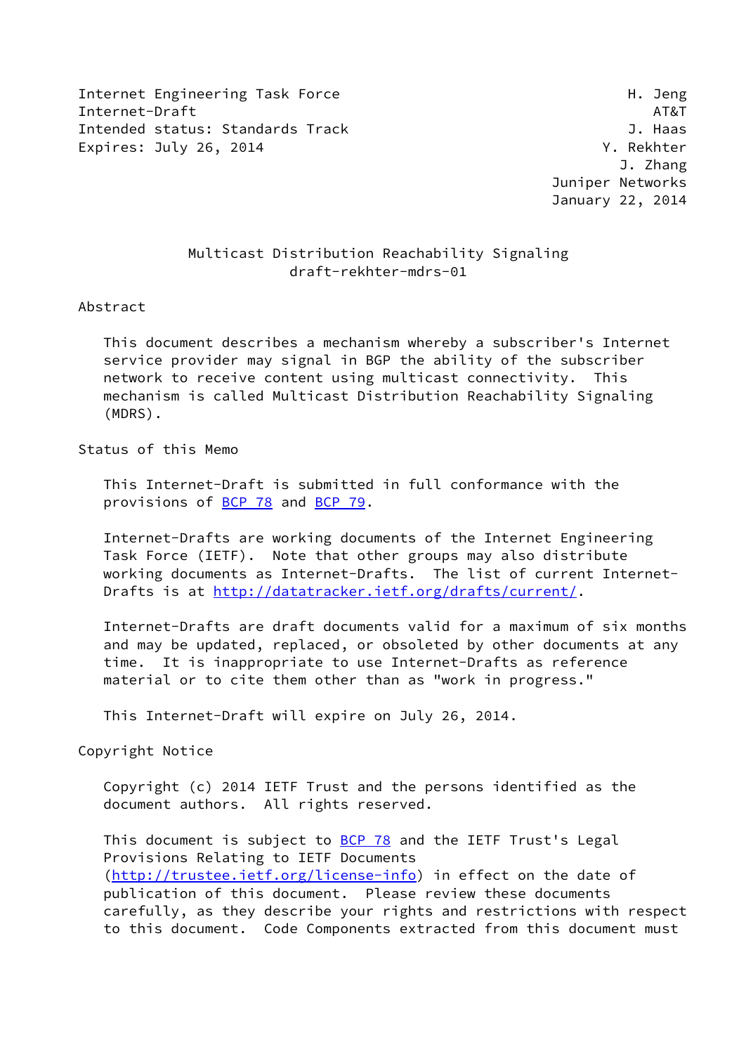Internet Engineering Task Force H. Jeng
Internet-Draft AT&T
Intended status: Standards Track J. Haas
Expires: July 26, 2014 Y. Rekhter
J. Zhang
Juniper Networks
January 22, 2014

# Multicast Distribution Reachability Signaling
draft-rekhter-mdrs-01

## Abstract

This document describes a mechanism whereby a subscriber's Internet service provider may signal in BGP the ability of the subscriber network to receive content using multicast connectivity. This mechanism is called Multicast Distribution Reachability Signaling (MDRS).

## Status of this Memo

This Internet-Draft is submitted in full conformance with the provisions of BCP 78 and BCP 79.

Internet-Drafts are working documents of the Internet Engineering Task Force (IETF). Note that other groups may also distribute working documents as Internet-Drafts. The list of current Internet-Drafts is at http://datatracker.ietf.org/drafts/current/.

Internet-Drafts are draft documents valid for a maximum of six months and may be updated, replaced, or obsoleted by other documents at any time. It is inappropriate to use Internet-Drafts as reference material or to cite them other than as "work in progress."

This Internet-Draft will expire on July 26, 2014.

## Copyright Notice

Copyright (c) 2014 IETF Trust and the persons identified as the document authors. All rights reserved.

This document is subject to BCP 78 and the IETF Trust's Legal Provisions Relating to IETF Documents (http://trustee.ietf.org/license-info) in effect on the date of publication of this document. Please review these documents carefully, as they describe your rights and restrictions with respect to this document. Code Components extracted from this document must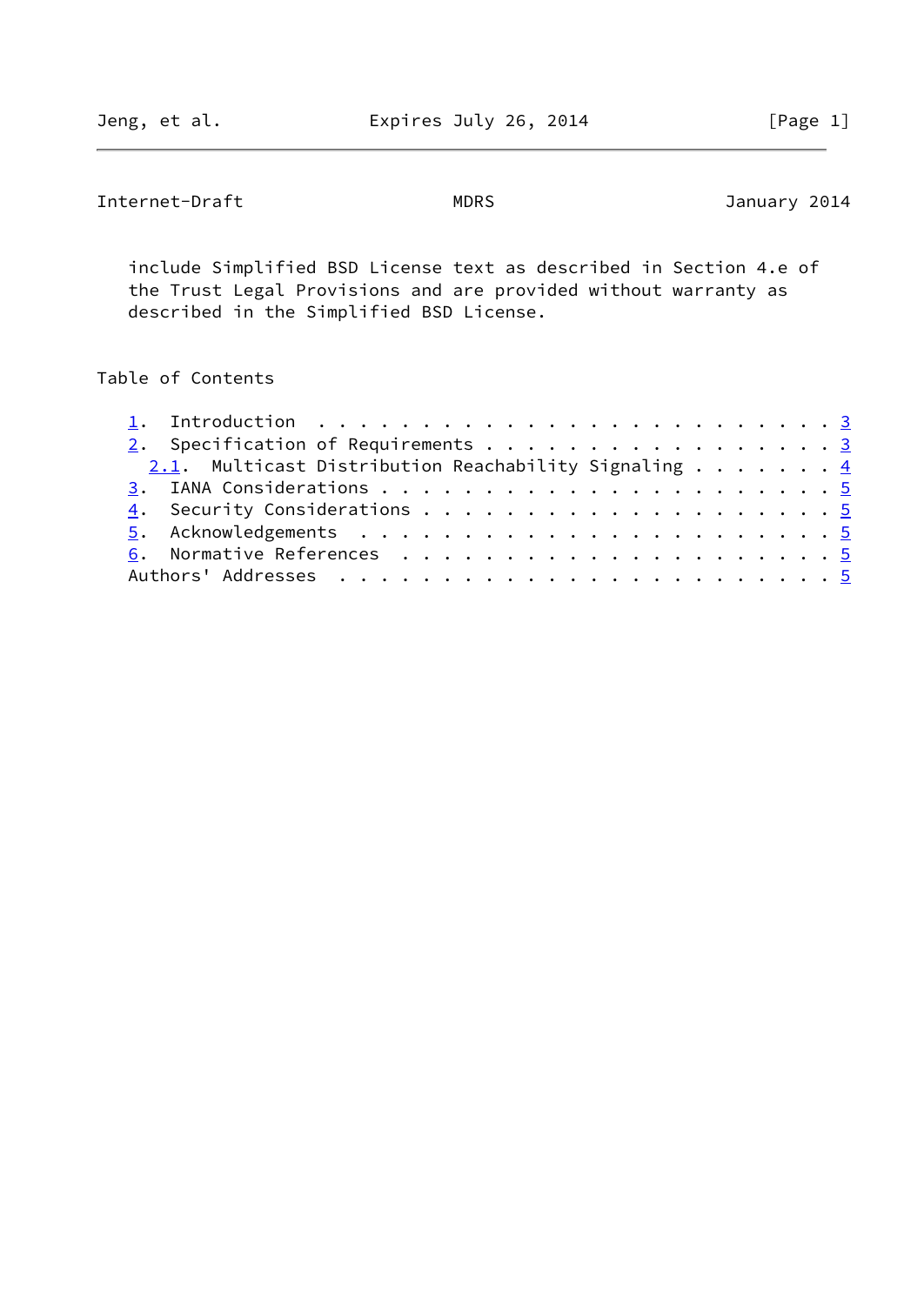include Simplified BSD License text as described in Section 4.e of the Trust Legal Provisions and are provided without warranty as described in the Simplified BSD License.

## Table of Contents

- 1. Introduction . . . . . . . . . . . . . . . . . . . . . . . . 3
- 2. Specification of Requirements . . . . . . . . . . . . . . . . 3
  - 2.1. Multicast Distribution Reachability Signaling . . . . . . . 4
- 3. IANA Considerations . . . . . . . . . . . . . . . . . . . . . 5
- 4. Security Considerations . . . . . . . . . . . . . . . . . . . 5
- 5. Acknowledgements . . . . . . . . . . . . . . . . . . . . . . 5
- 6. Normative References . . . . . . . . . . . . . . . . . . . . 5
- Authors' Addresses . . . . . . . . . . . . . . . . . . . . . . . 5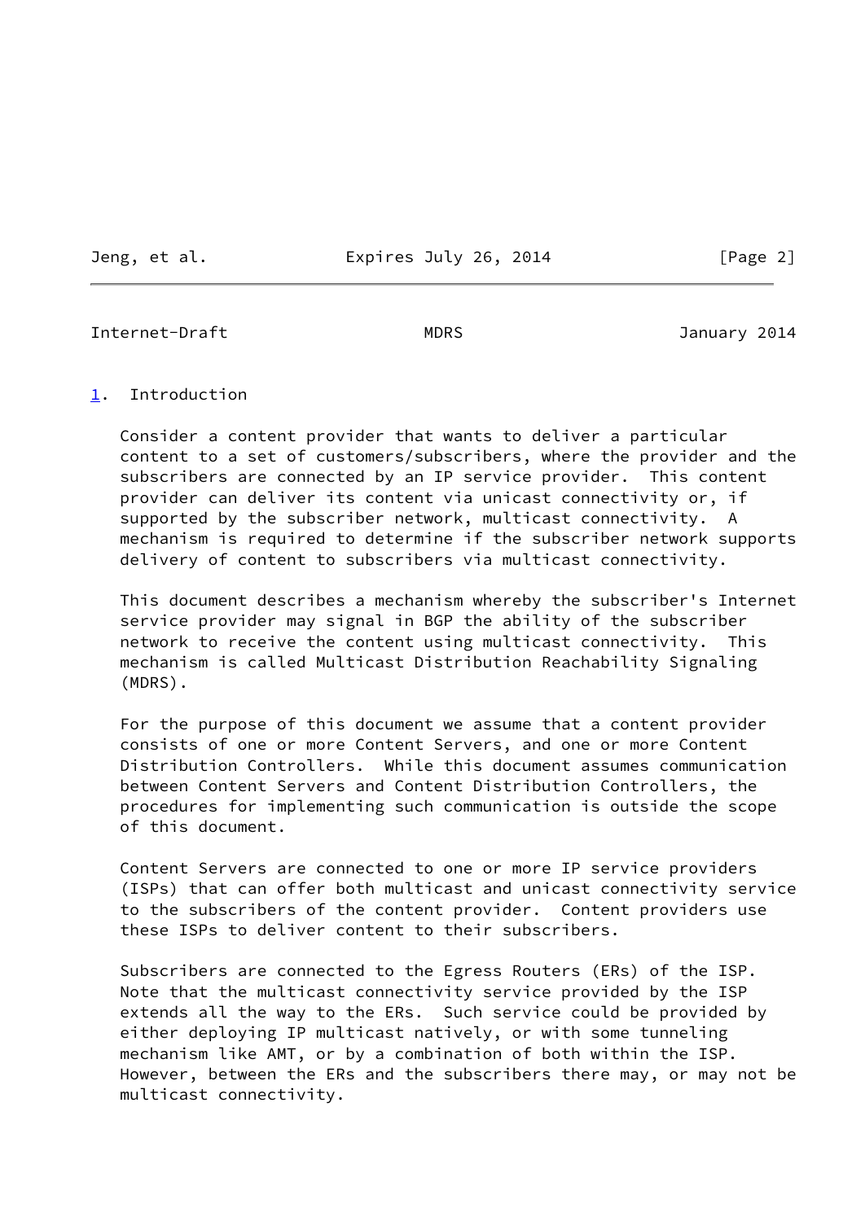# 1. Introduction

Consider a content provider that wants to deliver a particular content to a set of customers/subscribers, where the provider and the subscribers are connected by an IP service provider. This content provider can deliver its content via unicast connectivity or, if supported by the subscriber network, multicast connectivity. A mechanism is required to determine if the subscriber network supports delivery of content to subscribers via multicast connectivity.

This document describes a mechanism whereby the subscriber's Internet service provider may signal in BGP the ability of the subscriber network to receive the content using multicast connectivity. This mechanism is called Multicast Distribution Reachability Signaling (MDRS).

For the purpose of this document we assume that a content provider consists of one or more Content Servers, and one or more Content Distribution Controllers. While this document assumes communication between Content Servers and Content Distribution Controllers, the procedures for implementing such communication is outside the scope of this document.

Content Servers are connected to one or more IP service providers (ISPs) that can offer both multicast and unicast connectivity service to the subscribers of the content provider. Content providers use these ISPs to deliver content to their subscribers.

Subscribers are connected to the Egress Routers (ERs) of the ISP. Note that the multicast connectivity service provided by the ISP extends all the way to the ERs. Such service could be provided by either deploying IP multicast natively, or with some tunneling mechanism like AMT, or by a combination of both within the ISP. However, between the ERs and the subscribers there may, or may not be multicast connectivity.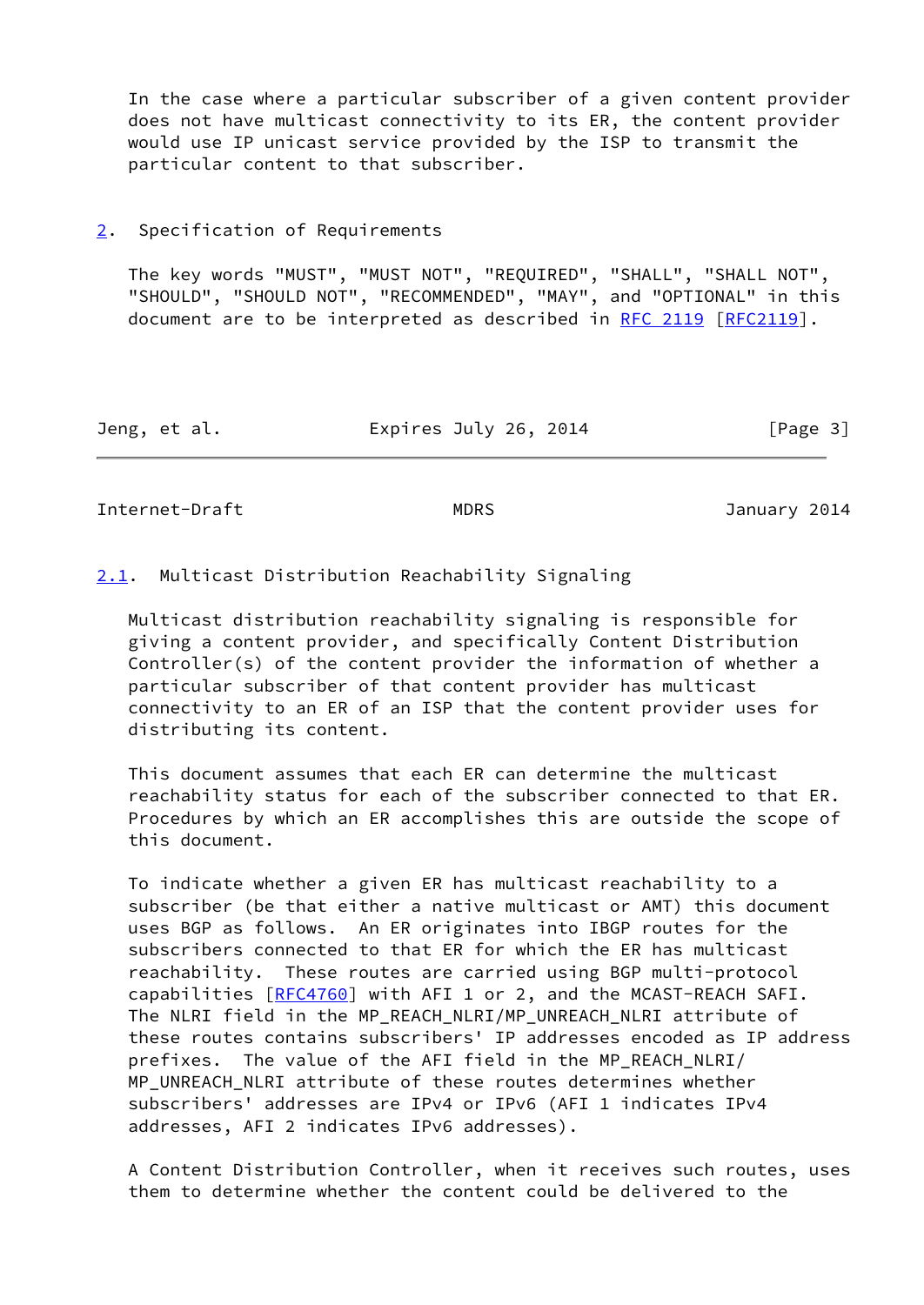In the case where a particular subscriber of a given content provider does not have multicast connectivity to its ER, the content provider would use IP unicast service provided by the ISP to transmit the particular content to that subscriber.

## 2. Specification of Requirements

The key words "MUST", "MUST NOT", "REQUIRED", "SHALL", "SHALL NOT", "SHOULD", "SHOULD NOT", "RECOMMENDED", "MAY", and "OPTIONAL" in this document are to be interpreted as described in RFC 2119 [RFC2119].

### 2.1. Multicast Distribution Reachability Signaling

Multicast distribution reachability signaling is responsible for giving a content provider, and specifically Content Distribution Controller(s) of the content provider the information of whether a particular subscriber of that content provider has multicast connectivity to an ER of an ISP that the content provider uses for distributing its content.

This document assumes that each ER can determine the multicast reachability status for each of the subscriber connected to that ER. Procedures by which an ER accomplishes this are outside the scope of this document.

To indicate whether a given ER has multicast reachability to a subscriber (be that either a native multicast or AMT) this document uses BGP as follows. An ER originates into IBGP routes for the subscribers connected to that ER for which the ER has multicast reachability. These routes are carried using BGP multi-protocol capabilities [RFC4760] with AFI 1 or 2, and the MCAST-REACH SAFI. The NLRI field in the MP_REACH_NLRI/MP_UNREACH_NLRI attribute of these routes contains subscribers' IP addresses encoded as IP address prefixes. The value of the AFI field in the MP_REACH_NLRI/MP_UNREACH_NLRI attribute of these routes determines whether subscribers' addresses are IPv4 or IPv6 (AFI 1 indicates IPv4 addresses, AFI 2 indicates IPv6 addresses).

A Content Distribution Controller, when it receives such routes, uses them to determine whether the content could be delivered to the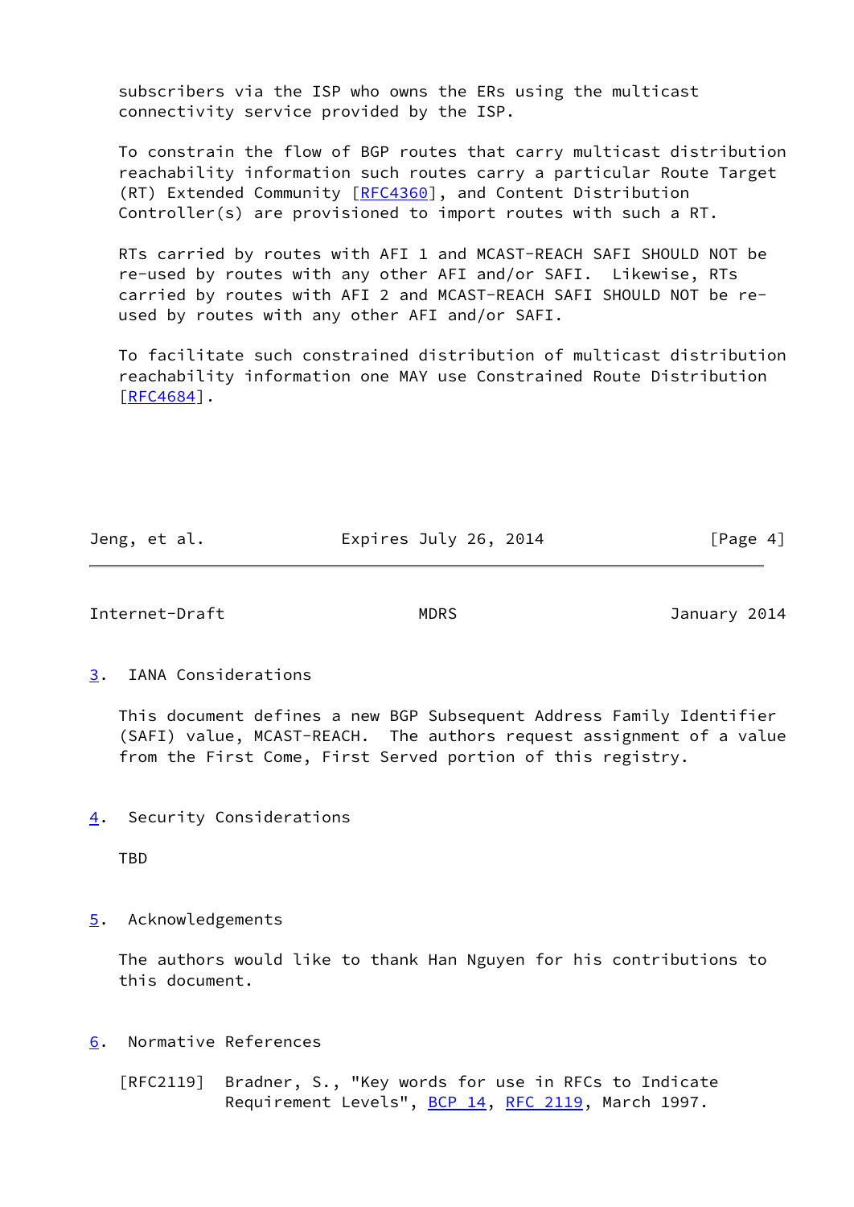subscribers via the ISP who owns the ERs using the multicast connectivity service provided by the ISP.

To constrain the flow of BGP routes that carry multicast distribution reachability information such routes carry a particular Route Target (RT) Extended Community [RFC4360], and Content Distribution Controller(s) are provisioned to import routes with such a RT.

RTs carried by routes with AFI 1 and MCAST-REACH SAFI SHOULD NOT be re-used by routes with any other AFI and/or SAFI. Likewise, RTs carried by routes with AFI 2 and MCAST-REACH SAFI SHOULD NOT be re-used by routes with any other AFI and/or SAFI.

To facilitate such constrained distribution of multicast distribution reachability information one MAY use Constrained Route Distribution [RFC4684].

## 3. IANA Considerations

This document defines a new BGP Subsequent Address Family Identifier (SAFI) value, MCAST-REACH. The authors request assignment of a value from the First Come, First Served portion of this registry.

## 4. Security Considerations

TBD

## 5. Acknowledgements

The authors would like to thank Han Nguyen for his contributions to this document.

## 6. Normative References

[RFC2119] Bradner, S., "Key words for use in RFCs to Indicate Requirement Levels", BCP 14, RFC 2119, March 1997.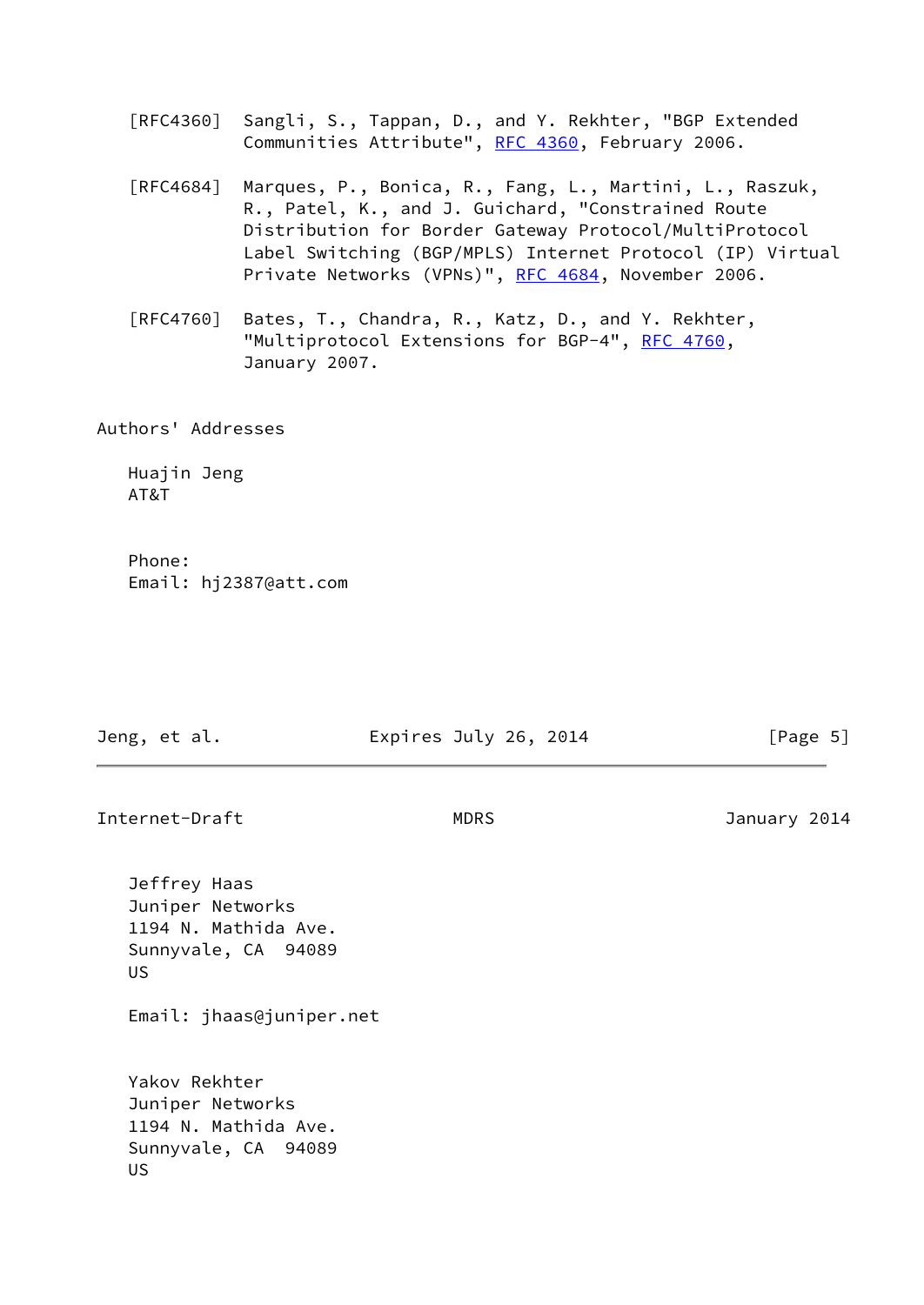[RFC4360] Sangli, S., Tappan, D., and Y. Rekhter, "BGP Extended Communities Attribute", RFC 4360, February 2006.

[RFC4684] Marques, P., Bonica, R., Fang, L., Martini, L., Raszuk, R., Patel, K., and J. Guichard, "Constrained Route Distribution for Border Gateway Protocol/MultiProtocol Label Switching (BGP/MPLS) Internet Protocol (IP) Virtual Private Networks (VPNs)", RFC 4684, November 2006.

[RFC4760] Bates, T., Chandra, R., Katz, D., and Y. Rekhter, "Multiprotocol Extensions for BGP-4", RFC 4760, January 2007.

## Authors' Addresses

Huajin Jeng
AT&T

Phone:
Email: hj2387@att.com

Jeffrey Haas
Juniper Networks
1194 N. Mathida Ave.
Sunnyvale, CA 94089
US

Email: jhaas@juniper.net

Yakov Rekhter
Juniper Networks
1194 N. Mathida Ave.
Sunnyvale, CA 94089
US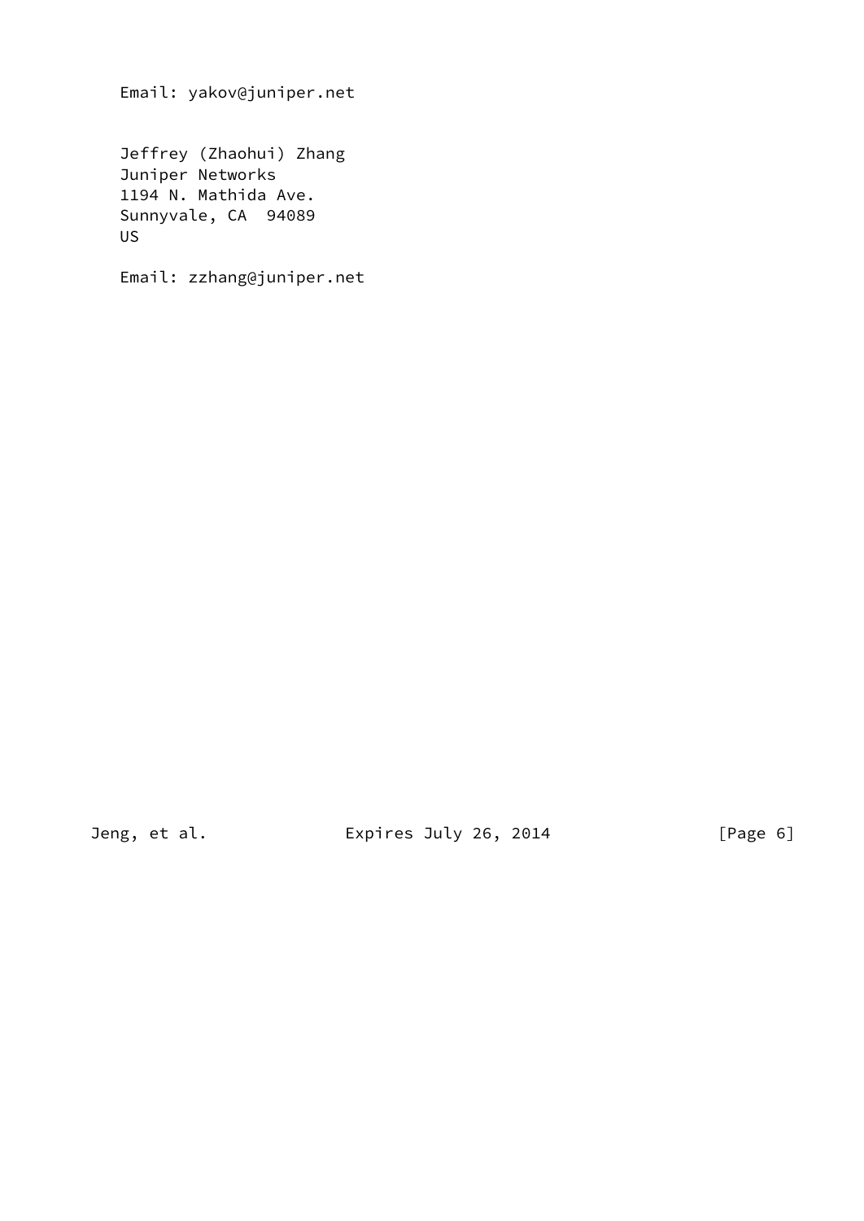Email: yakov@juniper.net

Jeffrey (Zhaohui) Zhang
Juniper Networks
1194 N. Mathida Ave.
Sunnyvale, CA  94089
US

Email: zzhang@juniper.net